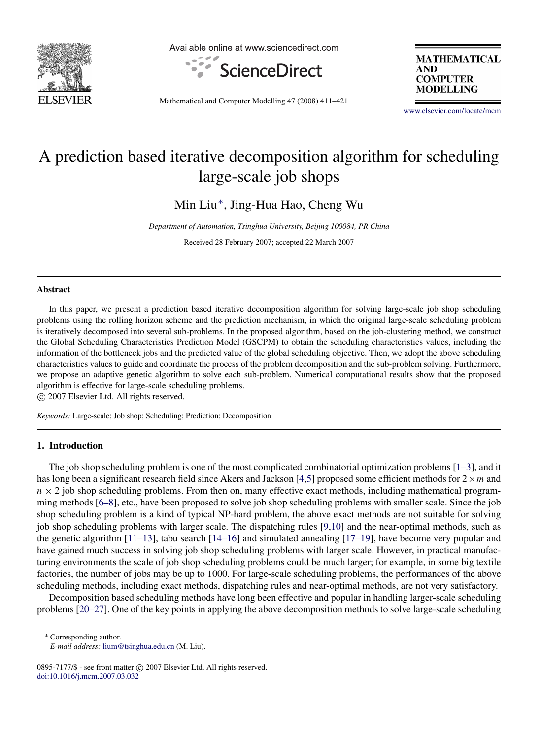# A prediction based iterative decomposition algorithm for scheduling large-scale job shops

Min Liu*, Jing-Hua Hao, Cheng Wu

*Department of Automation, Tsinghua University, Beijing 100084, PR China*

Received 28 February 2007; accepted 22 March 2007

---

## Abstract

In this paper, we present a prediction based iterative decomposition algorithm for solving large-scale job shop scheduling problems using the rolling horizon scheme and the prediction mechanism, in which the original large-scale scheduling problem is iteratively decomposed into several sub-problems. In the proposed algorithm, based on the job-clustering method, we construct the Global Scheduling Characteristics Prediction Model (GSCPM) to obtain the scheduling characteristics values, including the information of the bottleneck jobs and the predicted value of the global scheduling objective. Then, we adopt the above scheduling characteristics values to guide and coordinate the process of the problem decomposition and the sub-problem solving. Furthermore, we propose an adaptive genetic algorithm to solve each sub-problem. Numerical computational results show that the proposed algorithm is effective for large-scale scheduling problems.

© 2007 Elsevier Ltd. All rights reserved.

*Keywords:* Large-scale; Job shop; Scheduling; Prediction; Decomposition

---

## 1. Introduction

The job shop scheduling problem is one of the most complicated combinatorial optimization problems [1–3], and it has long been a significant research field since Akers and Jackson [4,5] proposed some efficient methods for $2 \times m$ and $n \times 2$ job shop scheduling problems. From then on, many effective exact methods, including mathematical programming methods [6–8], etc., have been proposed to solve job shop scheduling problems with smaller scale. Since the job shop scheduling problem is a kind of typical NP-hard problem, the above exact methods are not suitable for solving job shop scheduling problems with larger scale. The dispatching rules [9,10] and the near-optimal methods, such as the genetic algorithm [11–13], tabu search [14–16] and simulated annealing [17–19], have become very popular and have gained much success in solving job shop scheduling problems with larger scale. However, in practical manufacturing environments the scale of job shop scheduling problems could be much larger; for example, in some big textile factories, the number of jobs may be up to 1000. For large-scale scheduling problems, the performances of the above scheduling methods, including exact methods, dispatching rules and near-optimal methods, are not very satisfactory.

Decomposition based scheduling methods have long been effective and popular in handling larger-scale scheduling problems [20–27]. One of the key points in applying the above decomposition methods to solve large-scale scheduling

---

* Corresponding author.
*E-mail address:* lium@tsinghua.edu.cn (M. Liu).

0895-7177/$ - see front matter © 2007 Elsevier Ltd. All rights reserved.
doi:10.1016/j.mcm.2007.03.032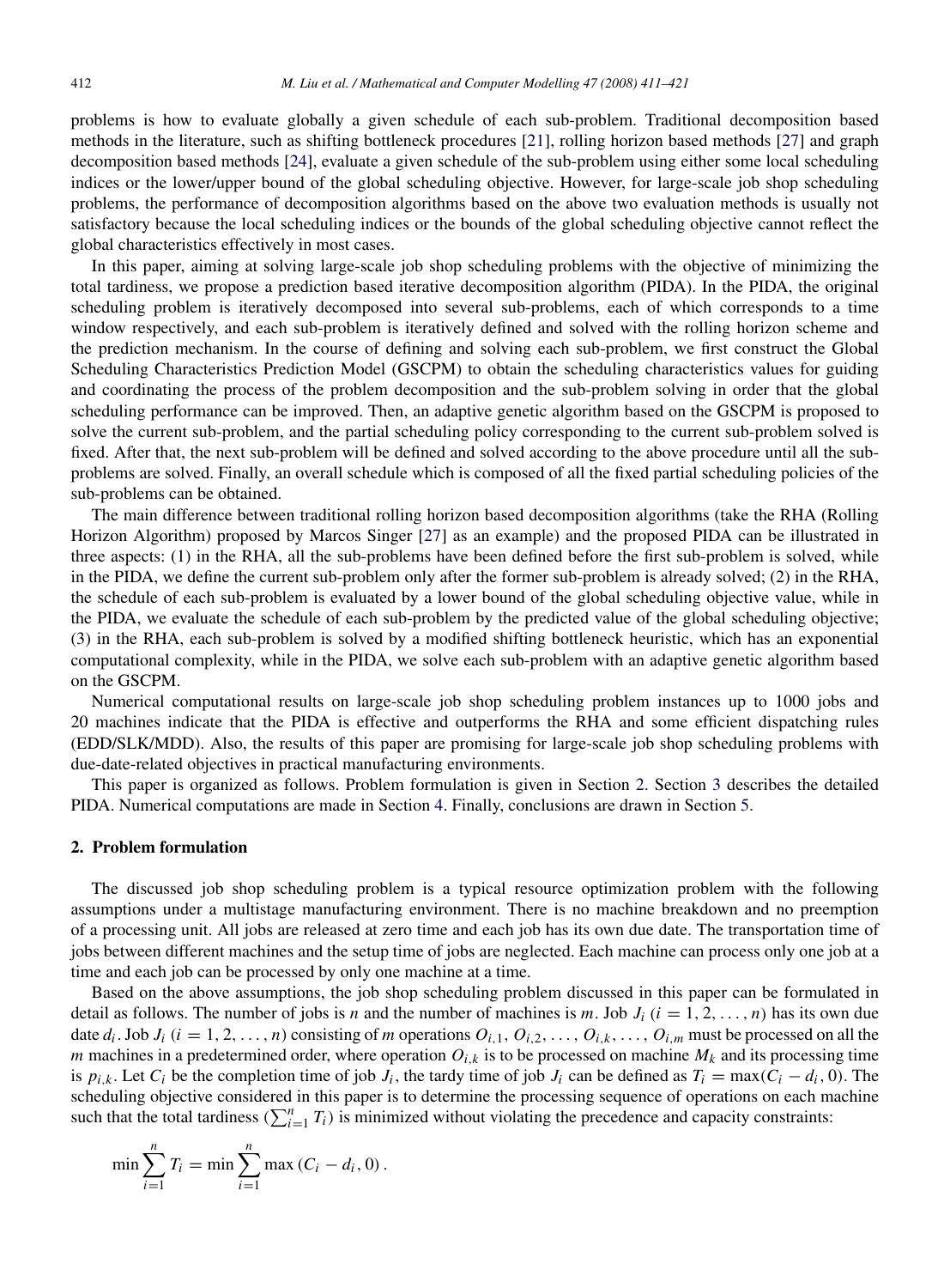problems is how to evaluate globally a given schedule of each sub-problem. Traditional decomposition based methods in the literature, such as shifting bottleneck procedures [21], rolling horizon based methods [27] and graph decomposition based methods [24], evaluate a given schedule of the sub-problem using either some local scheduling indices or the lower/upper bound of the global scheduling objective. However, for large-scale job shop scheduling problems, the performance of decomposition algorithms based on the above two evaluation methods is usually not satisfactory because the local scheduling indices or the bounds of the global scheduling objective cannot reflect the global characteristics effectively in most cases.

In this paper, aiming at solving large-scale job shop scheduling problems with the objective of minimizing the total tardiness, we propose a prediction based iterative decomposition algorithm (PIDA). In the PIDA, the original scheduling problem is iteratively decomposed into several sub-problems, each of which corresponds to a time window respectively, and each sub-problem is iteratively defined and solved with the rolling horizon scheme and the prediction mechanism. In the course of defining and solving each sub-problem, we first construct the Global Scheduling Characteristics Prediction Model (GSCPM) to obtain the scheduling characteristics values for guiding and coordinating the process of the problem decomposition and the sub-problem solving in order that the global scheduling performance can be improved. Then, an adaptive genetic algorithm based on the GSCPM is proposed to solve the current sub-problem, and the partial scheduling policy corresponding to the current sub-problem solved is fixed. After that, the next sub-problem will be defined and solved according to the above procedure until all the sub-problems are solved. Finally, an overall schedule which is composed of all the fixed partial scheduling policies of the sub-problems can be obtained.

The main difference between traditional rolling horizon based decomposition algorithms (take the RHA (Rolling Horizon Algorithm) proposed by Marcos Singer [27] as an example) and the proposed PIDA can be illustrated in three aspects: (1) in the RHA, all the sub-problems have been defined before the first sub-problem is solved, while in the PIDA, we define the current sub-problem only after the former sub-problem is already solved; (2) in the RHA, the schedule of each sub-problem is evaluated by a lower bound of the global scheduling objective value, while in the PIDA, we evaluate the schedule of each sub-problem by the predicted value of the global scheduling objective; (3) in the RHA, each sub-problem is solved by a modified shifting bottleneck heuristic, which has an exponential computational complexity, while in the PIDA, we solve each sub-problem with an adaptive genetic algorithm based on the GSCPM.

Numerical computational results on large-scale job shop scheduling problem instances up to 1000 jobs and 20 machines indicate that the PIDA is effective and outperforms the RHA and some efficient dispatching rules (EDD/SLK/MDD). Also, the results of this paper are promising for large-scale job shop scheduling problems with due-date-related objectives in practical manufacturing environments.

This paper is organized as follows. Problem formulation is given in Section 2. Section 3 describes the detailed PIDA. Numerical computations are made in Section 4. Finally, conclusions are drawn in Section 5.

## 2. Problem formulation

The discussed job shop scheduling problem is a typical resource optimization problem with the following assumptions under a multistage manufacturing environment. There is no machine breakdown and no preemption of a processing unit. All jobs are released at zero time and each job has its own due date. The transportation time of jobs between different machines and the setup time of jobs are neglected. Each machine can process only one job at a time and each job can be processed by only one machine at a time.

Based on the above assumptions, the job shop scheduling problem discussed in this paper can be formulated in detail as follows. The number of jobs is $n$ and the number of machines is $m$. Job $J_i$ ($i = 1, 2, \ldots, n$) has its own due date $d_i$. Job $J_i$ ($i = 1, 2, \ldots, n$) consisting of $m$ operations $O_{i,1}, O_{i,2}, \ldots, O_{i,k}, \ldots, O_{i,m}$ must be processed on all the $m$ machines in a predetermined order, where operation $O_{i,k}$ is to be processed on machine $M_k$ and its processing time is $p_{i,k}$. Let $C_i$ be the completion time of job $J_i$, the tardy time of job $J_i$ can be defined as $T_i = \max(C_i - d_i, 0)$. The scheduling objective considered in this paper is to determine the processing sequence of operations on each machine such that the total tardiness ($\sum_{i=1}^{n} T_i$) is minimized without violating the precedence and capacity constraints:

$$\min \sum_{i=1}^{n} T_i = \min \sum_{i=1}^{n} \max\left(C_i - d_i, 0\right).$$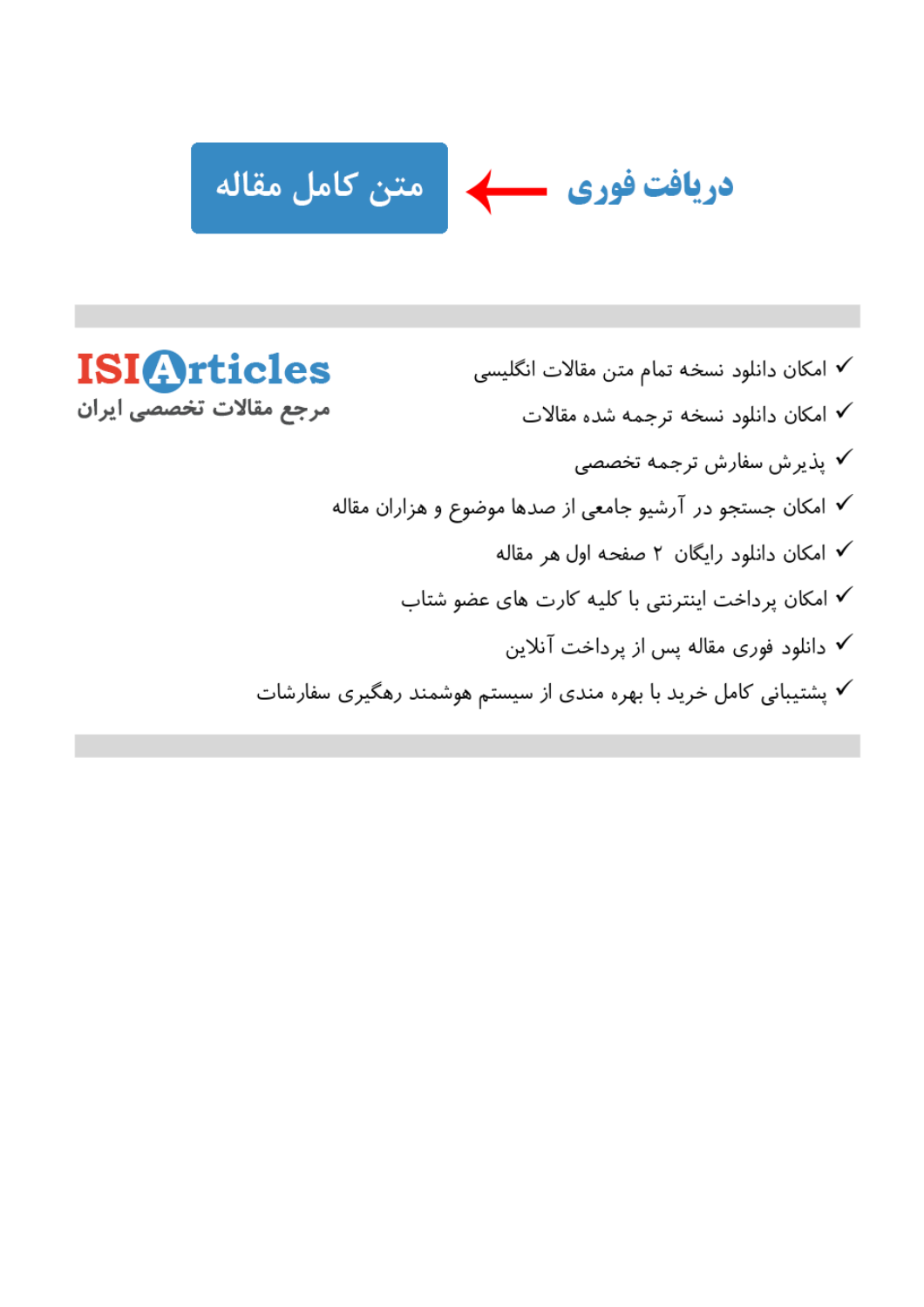دریافت فوری ← **متن کامل مقاله**

**ISIArticles**
مرجع مقالات تخصصی ایران

- ✓ امکان دانلود نسخه تمام متن مقالات انگلیسی
- ✓ امکان دانلود نسخه ترجمه شده مقالات
- ✓ پذیرش سفارش ترجمه تخصصی
- ✓ امکان جستجو در آرشیو جامعی از صدها موضوع و هزاران مقاله
- ✓ امکان دانلود رایگان ۲ صفحه اول هر مقاله
- ✓ امکان پرداخت اینترنتی با کلیه کارت های عضو شتاب
- ✓ دانلود فوری مقاله پس از پرداخت آنلاین
- ✓ پشتیبانی کامل خرید با بهره مندی از سیستم هوشمند رهگیری سفارشات